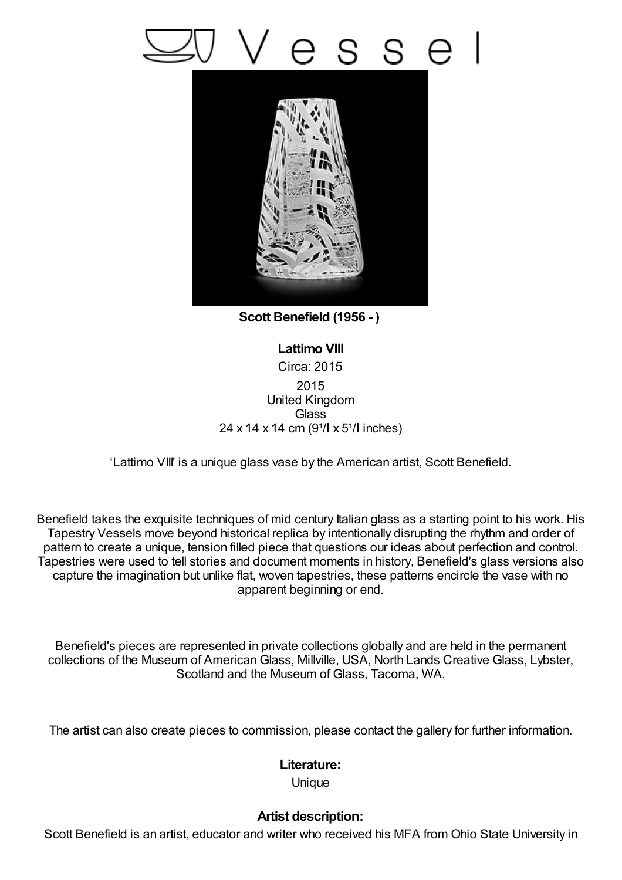# Vessel

**Scott Benefield (1956 - )**

**Lattimo VIII**

Circa: 2015

2015
United Kingdom
Glass
24 x 14 x 14 cm (9¹/ x 5¹/ inches)

'Lattimo VIII' is a unique glass vase by the American artist, Scott Benefield.

Benefield takes the exquisite techniques of mid century Italian glass as a starting point to his work. His Tapestry Vessels move beyond historical replica by intentionally disrupting the rhythm and order of pattern to create a unique, tension filled piece that questions our ideas about perfection and control. Tapestries were used to tell stories and document moments in history, Benefield's glass versions also capture the imagination but unlike flat, woven tapestries, these patterns encircle the vase with no apparent beginning or end.

Benefield's pieces are represented in private collections globally and are held in the permanent collections of the Museum of American Glass, Millville, USA, North Lands Creative Glass, Lybster, Scotland and the Museum of Glass, Tacoma, WA.

The artist can also create pieces to commission, please contact the gallery for further information.

**Literature:**

Unique

**Artist description:**

Scott Benefield is an artist, educator and writer who received his MFA from Ohio State University in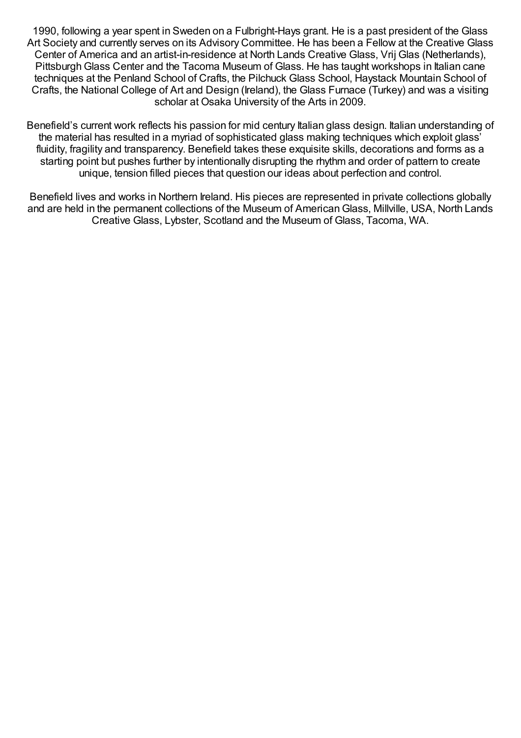1990, following a year spent in Sweden on a Fulbright-Hays grant. He is a past president of the Glass Art Society and currently serves on its Advisory Committee. He has been a Fellow at the Creative Glass Center of America and an artist-in-residence at North Lands Creative Glass, Vrij Glas (Netherlands), Pittsburgh Glass Center and the Tacoma Museum of Glass. He has taught workshops in Italian cane techniques at the Penland School of Crafts, the Pilchuck Glass School, Haystack Mountain School of Crafts, the National College of Art and Design (Ireland), the Glass Furnace (Turkey) and was a visiting scholar at Osaka University of the Arts in 2009.

Benefield's current work reflects his passion for mid century Italian glass design. Italian understanding of the material has resulted in a myriad of sophisticated glass making techniques which exploit glass' fluidity, fragility and transparency. Benefield takes these exquisite skills, decorations and forms as a starting point but pushes further by intentionally disrupting the rhythm and order of pattern to create unique, tension filled pieces that question our ideas about perfection and control.

Benefield lives and works in Northern Ireland. His pieces are represented in private collections globally and are held in the permanent collections of the Museum of American Glass, Millville, USA, North Lands Creative Glass, Lybster, Scotland and the Museum of Glass, Tacoma, WA.